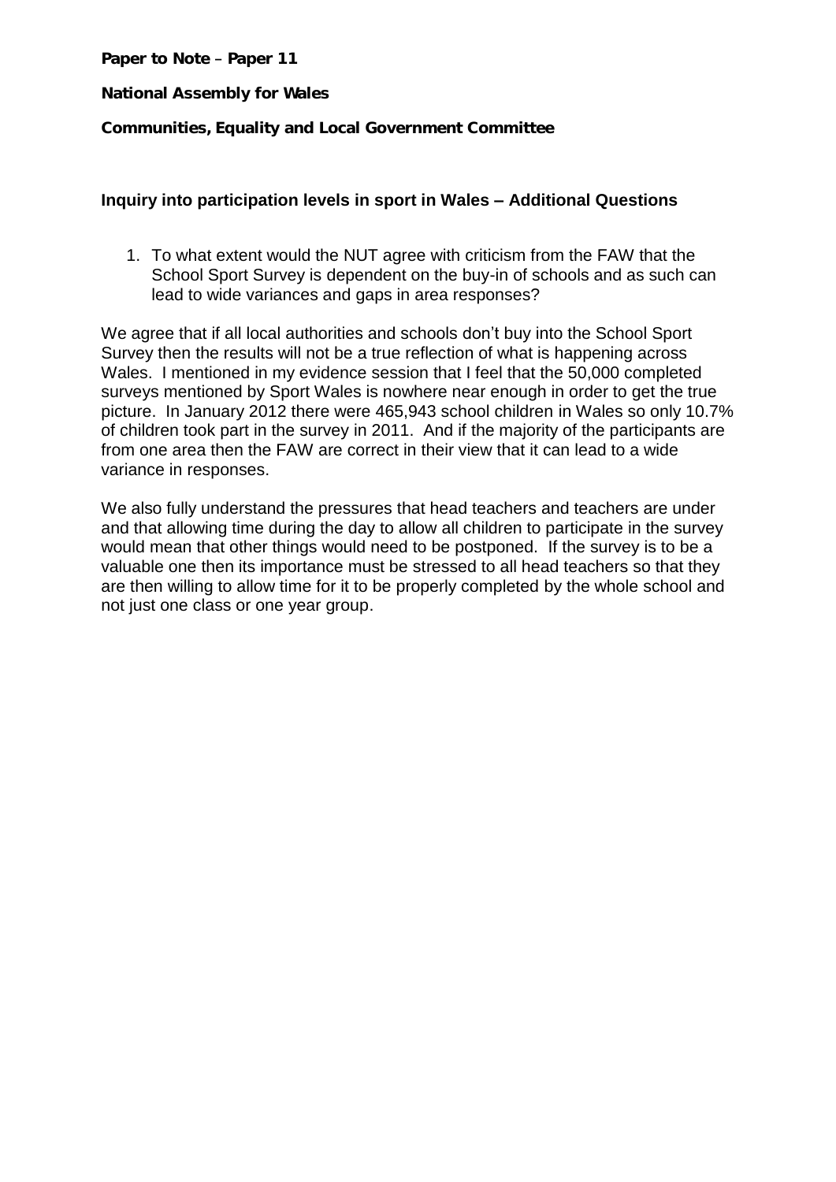**Paper to Note – Paper 11**

**National Assembly for Wales**

**Communities, Equality and Local Government Committee**

## Inquiry into participation levels in sport in Wales – Additional Questions

1. To what extent would the NUT agree with criticism from the FAW that the School Sport Survey is dependent on the buy-in of schools and as such can lead to wide variances and gaps in area responses?

We agree that if all local authorities and schools don't buy into the School Sport Survey then the results will not be a true reflection of what is happening across Wales. I mentioned in my evidence session that I feel that the 50,000 completed surveys mentioned by Sport Wales is nowhere near enough in order to get the true picture. In January 2012 there were 465,943 school children in Wales so only 10.7% of children took part in the survey in 2011. And if the majority of the participants are from one area then the FAW are correct in their view that it can lead to a wide variance in responses.

We also fully understand the pressures that head teachers and teachers are under and that allowing time during the day to allow all children to participate in the survey would mean that other things would need to be postponed. If the survey is to be a valuable one then its importance must be stressed to all head teachers so that they are then willing to allow time for it to be properly completed by the whole school and not just one class or one year group.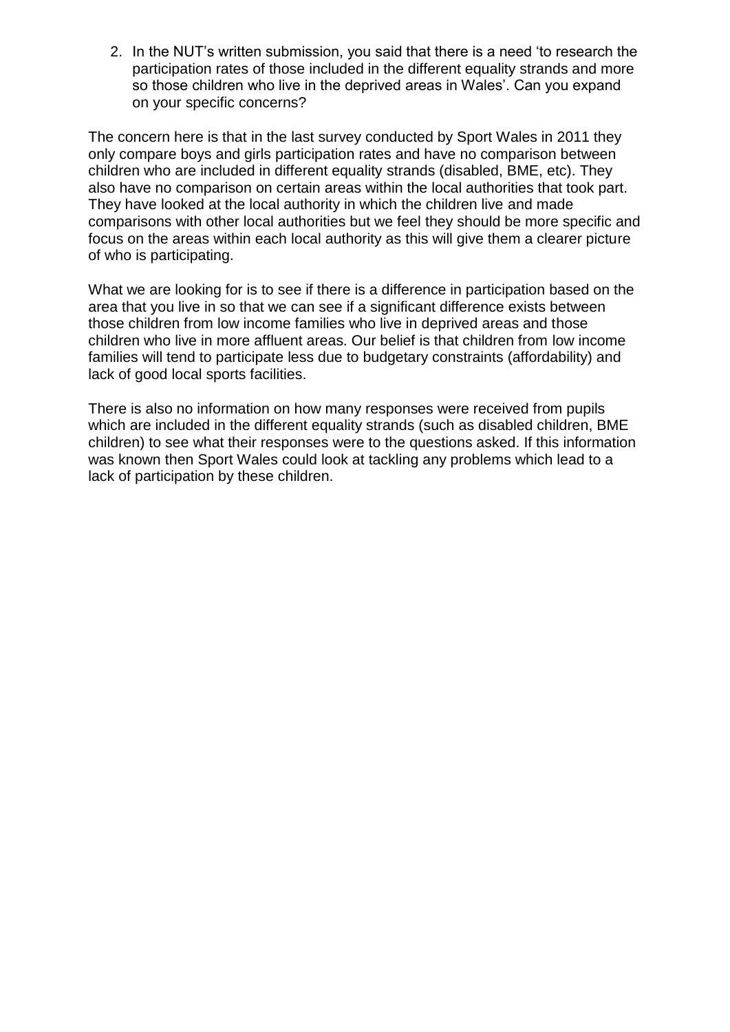2. In the NUT's written submission, you said that there is a need 'to research the participation rates of those included in the different equality strands and more so those children who live in the deprived areas in Wales'. Can you expand on your specific concerns?

The concern here is that in the last survey conducted by Sport Wales in 2011 they only compare boys and girls participation rates and have no comparison between children who are included in different equality strands (disabled, BME, etc). They also have no comparison on certain areas within the local authorities that took part. They have looked at the local authority in which the children live and made comparisons with other local authorities but we feel they should be more specific and focus on the areas within each local authority as this will give them a clearer picture of who is participating.

What we are looking for is to see if there is a difference in participation based on the area that you live in so that we can see if a significant difference exists between those children from low income families who live in deprived areas and those children who live in more affluent areas. Our belief is that children from low income families will tend to participate less due to budgetary constraints (affordability) and lack of good local sports facilities.

There is also no information on how many responses were received from pupils which are included in the different equality strands (such as disabled children, BME children) to see what their responses were to the questions asked. If this information was known then Sport Wales could look at tackling any problems which lead to a lack of participation by these children.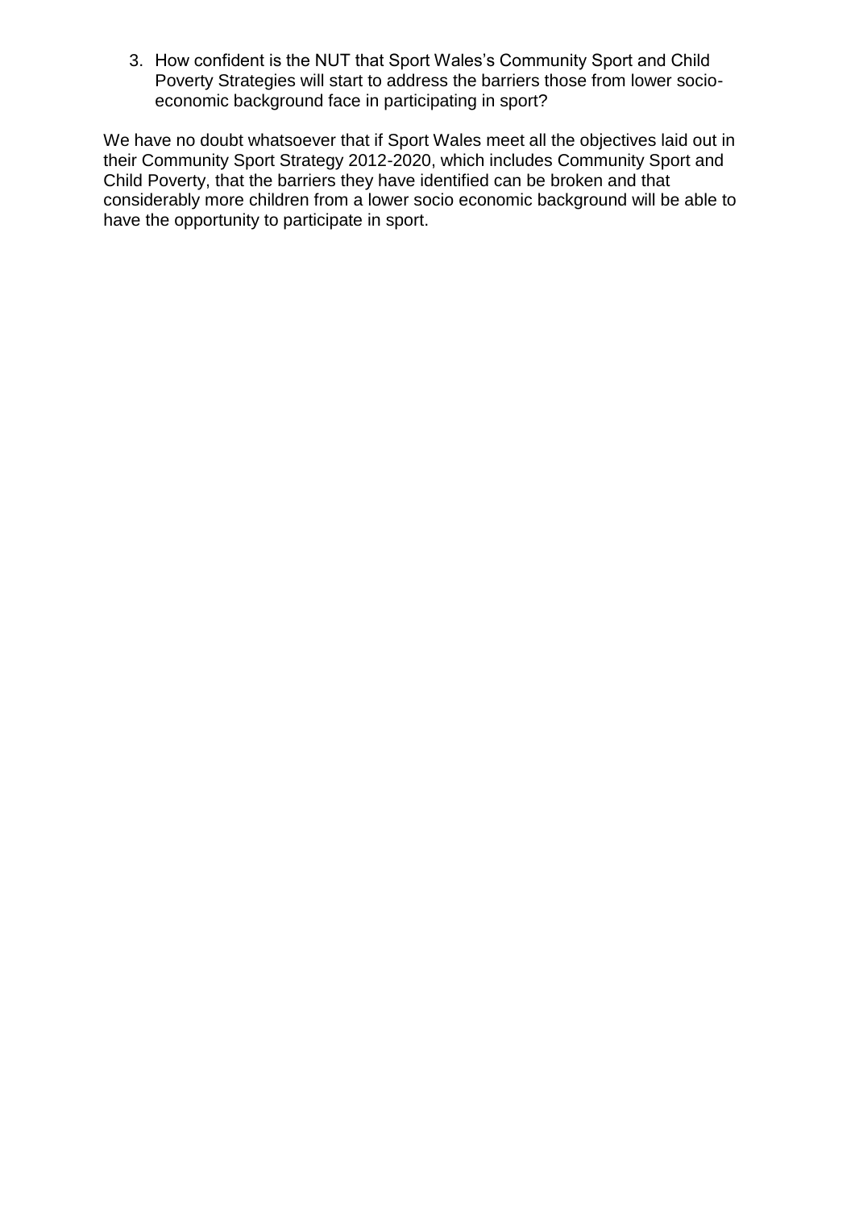3. How confident is the NUT that Sport Wales's Community Sport and Child Poverty Strategies will start to address the barriers those from lower socio-economic background face in participating in sport?

We have no doubt whatsoever that if Sport Wales meet all the objectives laid out in their Community Sport Strategy 2012-2020, which includes Community Sport and Child Poverty, that the barriers they have identified can be broken and that considerably more children from a lower socio economic background will be able to have the opportunity to participate in sport.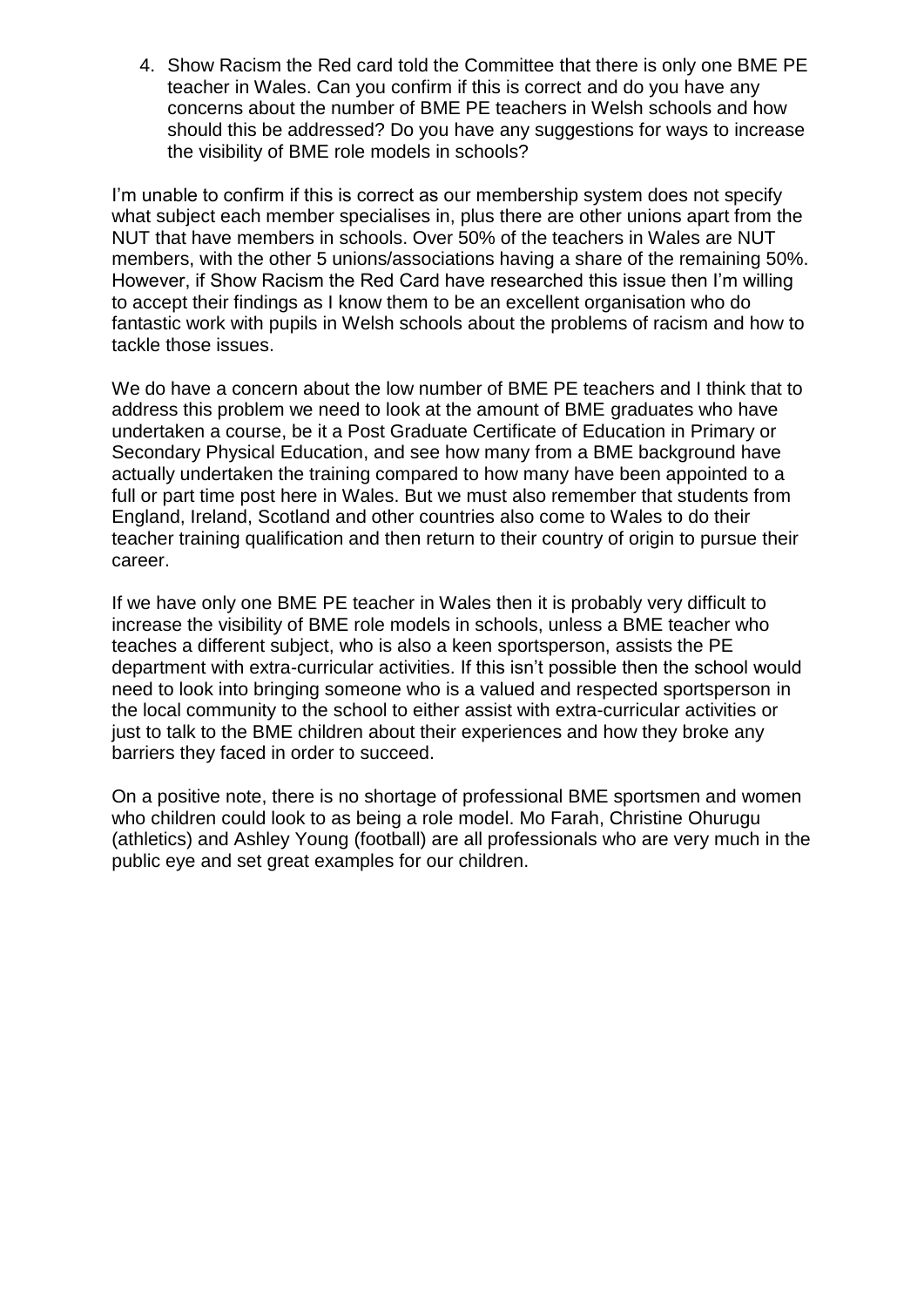4. Show Racism the Red card told the Committee that there is only one BME PE teacher in Wales. Can you confirm if this is correct and do you have any concerns about the number of BME PE teachers in Welsh schools and how should this be addressed? Do you have any suggestions for ways to increase the visibility of BME role models in schools?

I'm unable to confirm if this is correct as our membership system does not specify what subject each member specialises in, plus there are other unions apart from the NUT that have members in schools. Over 50% of the teachers in Wales are NUT members, with the other 5 unions/associations having a share of the remaining 50%. However, if Show Racism the Red Card have researched this issue then I'm willing to accept their findings as I know them to be an excellent organisation who do fantastic work with pupils in Welsh schools about the problems of racism and how to tackle those issues.

We do have a concern about the low number of BME PE teachers and I think that to address this problem we need to look at the amount of BME graduates who have undertaken a course, be it a Post Graduate Certificate of Education in Primary or Secondary Physical Education, and see how many from a BME background have actually undertaken the training compared to how many have been appointed to a full or part time post here in Wales. But we must also remember that students from England, Ireland, Scotland and other countries also come to Wales to do their teacher training qualification and then return to their country of origin to pursue their career.

If we have only one BME PE teacher in Wales then it is probably very difficult to increase the visibility of BME role models in schools, unless a BME teacher who teaches a different subject, who is also a keen sportsperson, assists the PE department with extra-curricular activities. If this isn't possible then the school would need to look into bringing someone who is a valued and respected sportsperson in the local community to the school to either assist with extra-curricular activities or just to talk to the BME children about their experiences and how they broke any barriers they faced in order to succeed.

On a positive note, there is no shortage of professional BME sportsmen and women who children could look to as being a role model. Mo Farah, Christine Ohurugu (athletics) and Ashley Young (football) are all professionals who are very much in the public eye and set great examples for our children.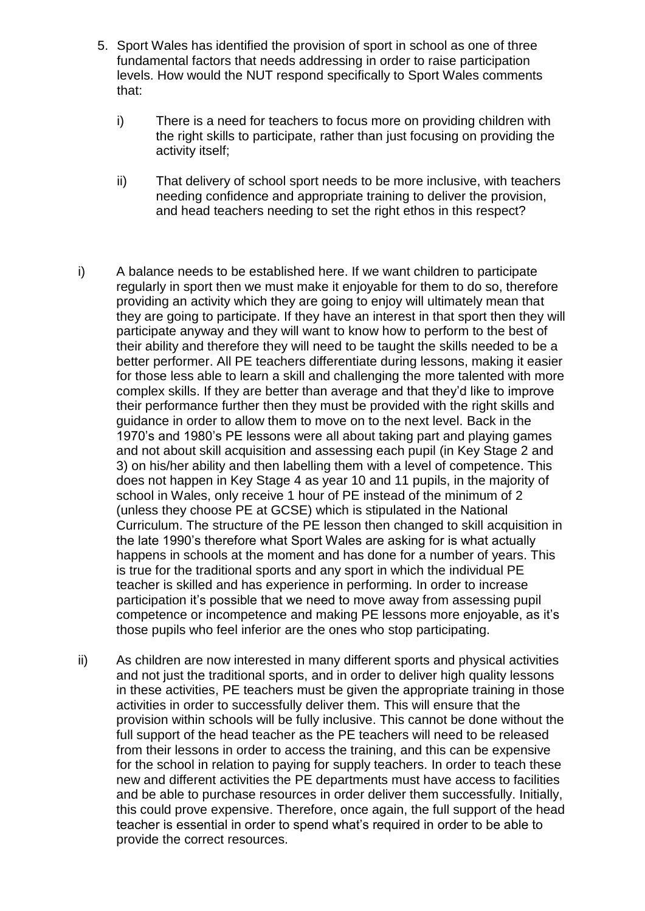5. Sport Wales has identified the provision of sport in school as one of three fundamental factors that needs addressing in order to raise participation levels. How would the NUT respond specifically to Sport Wales comments that:

   i) There is a need for teachers to focus more on providing children with the right skills to participate, rather than just focusing on providing the activity itself;

   ii) That delivery of school sport needs to be more inclusive, with teachers needing confidence and appropriate training to deliver the provision, and head teachers needing to set the right ethos in this respect?

i) A balance needs to be established here. If we want children to participate regularly in sport then we must make it enjoyable for them to do so, therefore providing an activity which they are going to enjoy will ultimately mean that they are going to participate. If they have an interest in that sport then they will participate anyway and they will want to know how to perform to the best of their ability and therefore they will need to be taught the skills needed to be a better performer. All PE teachers differentiate during lessons, making it easier for those less able to learn a skill and challenging the more talented with more complex skills. If they are better than average and that they'd like to improve their performance further then they must be provided with the right skills and guidance in order to allow them to move on to the next level. Back in the 1970's and 1980's PE lessons were all about taking part and playing games and not about skill acquisition and assessing each pupil (in Key Stage 2 and 3) on his/her ability and then labelling them with a level of competence. This does not happen in Key Stage 4 as year 10 and 11 pupils, in the majority of school in Wales, only receive 1 hour of PE instead of the minimum of 2 (unless they choose PE at GCSE) which is stipulated in the National Curriculum. The structure of the PE lesson then changed to skill acquisition in the late 1990's therefore what Sport Wales are asking for is what actually happens in schools at the moment and has done for a number of years. This is true for the traditional sports and any sport in which the individual PE teacher is skilled and has experience in performing. In order to increase participation it's possible that we need to move away from assessing pupil competence or incompetence and making PE lessons more enjoyable, as it's those pupils who feel inferior are the ones who stop participating.

ii) As children are now interested in many different sports and physical activities and not just the traditional sports, and in order to deliver high quality lessons in these activities, PE teachers must be given the appropriate training in those activities in order to successfully deliver them. This will ensure that the provision within schools will be fully inclusive. This cannot be done without the full support of the head teacher as the PE teachers will need to be released from their lessons in order to access the training, and this can be expensive for the school in relation to paying for supply teachers. In order to teach these new and different activities the PE departments must have access to facilities and be able to purchase resources in order deliver them successfully. Initially, this could prove expensive. Therefore, once again, the full support of the head teacher is essential in order to spend what's required in order to be able to provide the correct resources.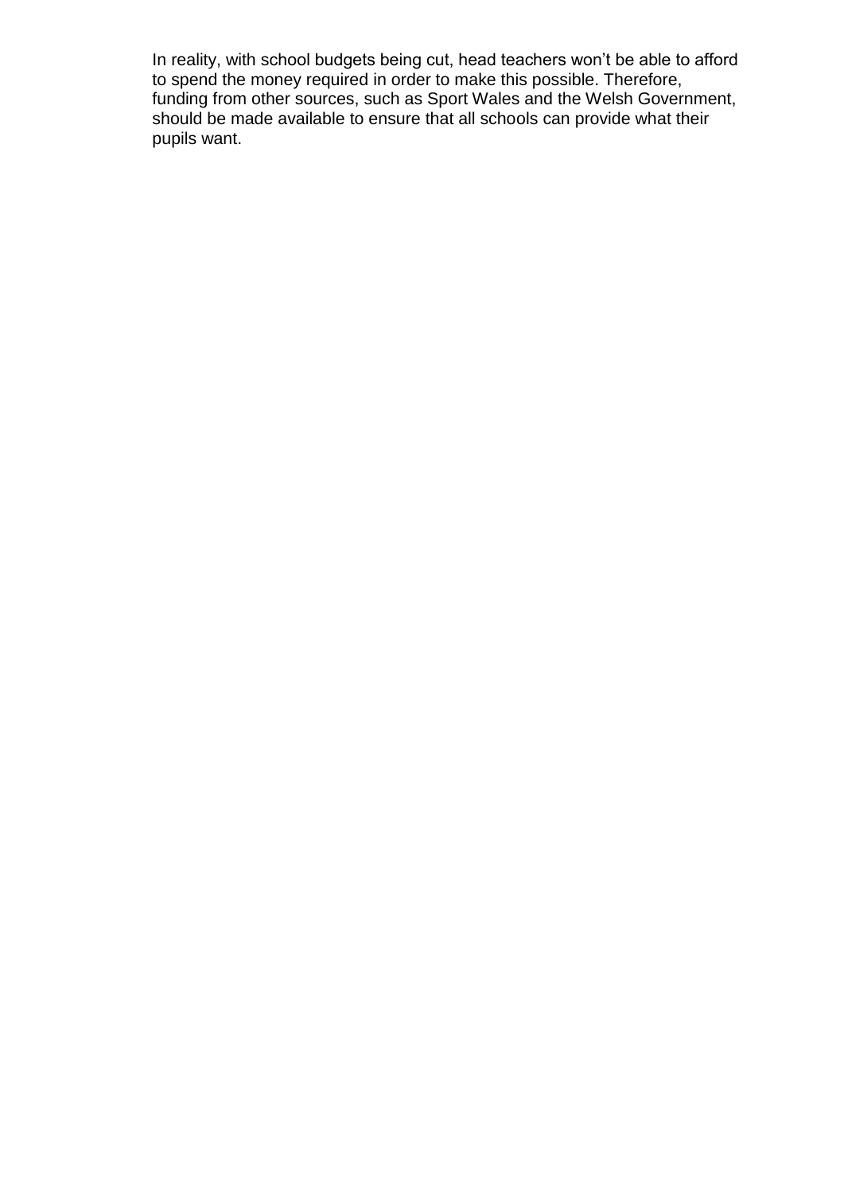In reality, with school budgets being cut, head teachers won't be able to afford to spend the money required in order to make this possible. Therefore, funding from other sources, such as Sport Wales and the Welsh Government, should be made available to ensure that all schools can provide what their pupils want.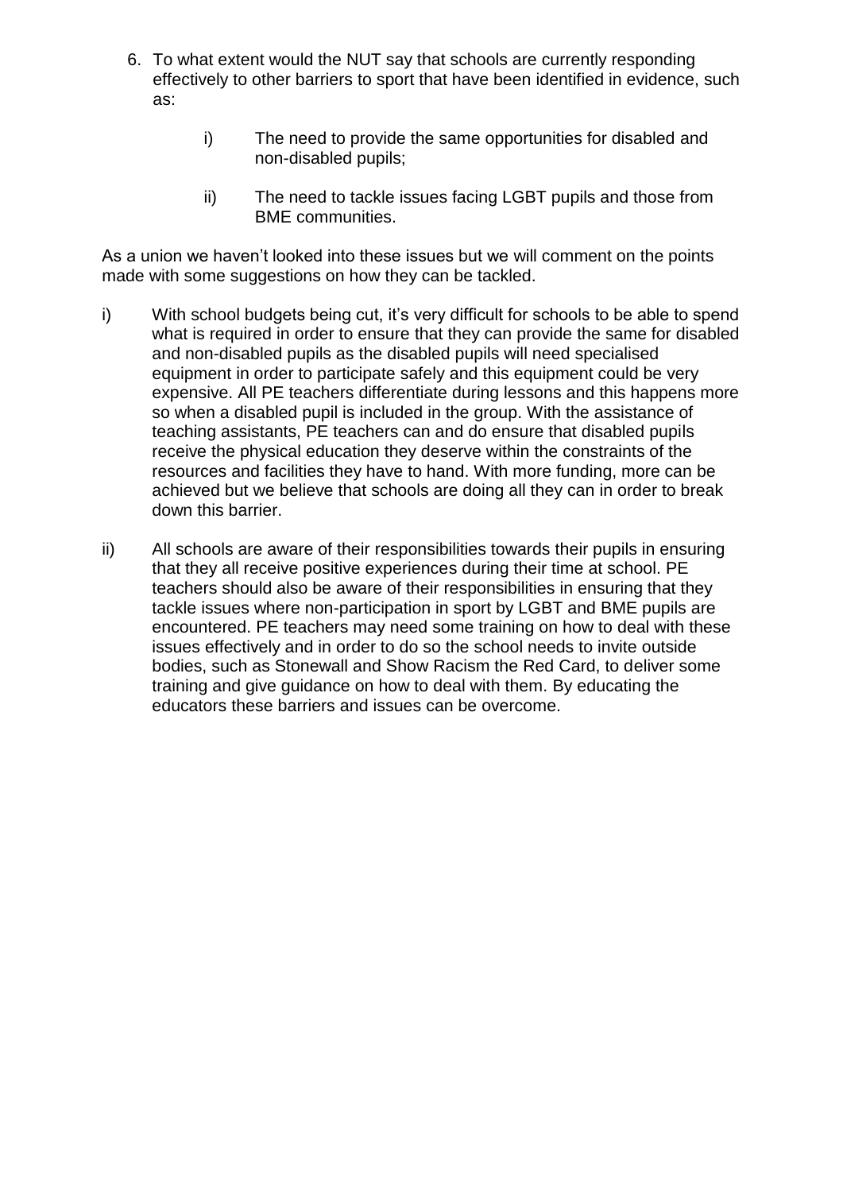6. To what extent would the NUT say that schools are currently responding effectively to other barriers to sport that have been identified in evidence, such as:

   i) The need to provide the same opportunities for disabled and non-disabled pupils;

   ii) The need to tackle issues facing LGBT pupils and those from BME communities.

As a union we haven't looked into these issues but we will comment on the points made with some suggestions on how they can be tackled.

i) With school budgets being cut, it's very difficult for schools to be able to spend what is required in order to ensure that they can provide the same for disabled and non-disabled pupils as the disabled pupils will need specialised equipment in order to participate safely and this equipment could be very expensive. All PE teachers differentiate during lessons and this happens more so when a disabled pupil is included in the group. With the assistance of teaching assistants, PE teachers can and do ensure that disabled pupils receive the physical education they deserve within the constraints of the resources and facilities they have to hand. With more funding, more can be achieved but we believe that schools are doing all they can in order to break down this barrier.

ii) All schools are aware of their responsibilities towards their pupils in ensuring that they all receive positive experiences during their time at school. PE teachers should also be aware of their responsibilities in ensuring that they tackle issues where non-participation in sport by LGBT and BME pupils are encountered. PE teachers may need some training on how to deal with these issues effectively and in order to do so the school needs to invite outside bodies, such as Stonewall and Show Racism the Red Card, to deliver some training and give guidance on how to deal with them. By educating the educators these barriers and issues can be overcome.